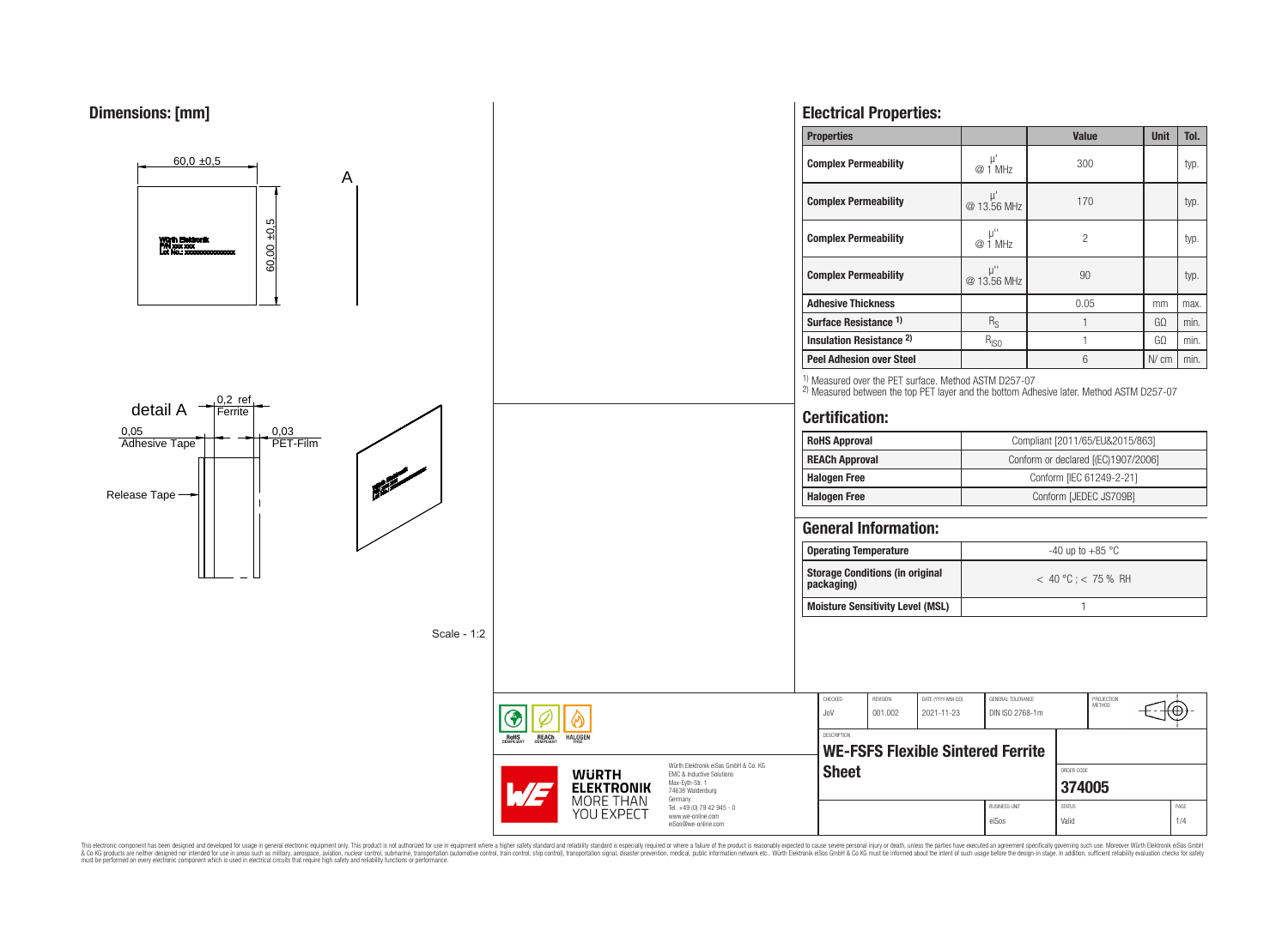## Dimensions: [mm]

60,0 ±0,5

60,00 ±0,5

A

Würth Elektronik
P/N xxx xxx
Lot No.: xxxxxxxxxxxxxx

detail A

0,2 ref. Ferrite

0,05 Adhesive Tape

0,03 PET-Film

Release Tape

Scale - 1:2

## Electrical Properties:

| Properties | | Value | Unit | Tol. |
|---|---|---|---|---|
| Complex Permeability | µ' @ 1 MHz | 300 | | typ. |
| Complex Permeability | µ' @ 13.56 MHz | 170 | | typ. |
| Complex Permeability | µ'' @ 1 MHz | 2 | | typ. |
| Complex Permeability | µ'' @ 13.56 MHz | 90 | | typ. |
| Adhesive Thickness | | 0.05 | mm | max. |
| Surface Resistance [1] | $R_S$ | 1 | GΩ | min. |
| Insulation Resistance [2] | $R_{ISO}$ | 1 | GΩ | min. |
| Peel Adhesion over Steel | | 6 | N/ cm | min. |

[1] Measured over the PET surface. Method ASTM D257-07
[2] Measured between the top PET layer and the bottom Adhesive later. Method ASTM D257-07

## Certification:

| | |
|---|---|
| RoHS Approval | Compliant [2011/65/EU&2015/863] |
| REACh Approval | Conform or declared [(EC)1907/2006] |
| Halogen Free | Conform [IEC 61249-2-21] |
| Halogen Free | Conform [JEDEC JS709B] |

## General Information:

| | |
|---|---|
| Operating Temperature | -40 up to +85 °C |
| Storage Conditions (in original packaging) | < 40 °C ; < 75 % RH |
| Moisture Sensitivity Level (MSL) | 1 |

| CHECKED | REVISION | DATE (YYYY-MM-DD) | GENERAL TOLERANCE | PROJECTION METHOD |
|---|---|---|---|---|
| JoV | 001.002 | 2021-11-23 | DIN ISO 2768-1m | |

DESCRIPTION: **WE-FSFS Flexible Sintered Ferrite Sheet**

ORDER CODE: **374005**

BUSINESS UNIT: eiSos | STATUS: Valid | PAGE: 1/4

Würth Elektronik eiSos GmbH & Co. KG
EMC & Inductive Solutions
Max-Eyth-Str. 1
74638 Waldenburg
Germany
Tel. +49 (0) 79 42 945 - 0
www.we-online.com
eiSos@we-online.com

This electronic component has been designed and developed for usage in general electronic equipment only. This product is not authorized for use in equipment where a higher safety standard and reliability standard is especially required or where a failure of the product is reasonably expected to cause severe personal injury or death, unless the parties have executed an agreement specifically governing such use. Moreover Würth Elektronik eiSos GmbH & Co KG products are neither designed nor intended for use in areas such as military, aerospace, aviation, nuclear control, submarine, transportation (automotive control, train control, ship control), transportation signal, disaster prevention, medical, public information network etc.. Würth Elektronik eiSos GmbH & Co KG must be informed about the intent of such usage before the design-in stage. In addition, sufficient reliability evaluation checks for safety must be performed on every electronic component which is used in electrical circuits that require high safety and reliability functions or performance.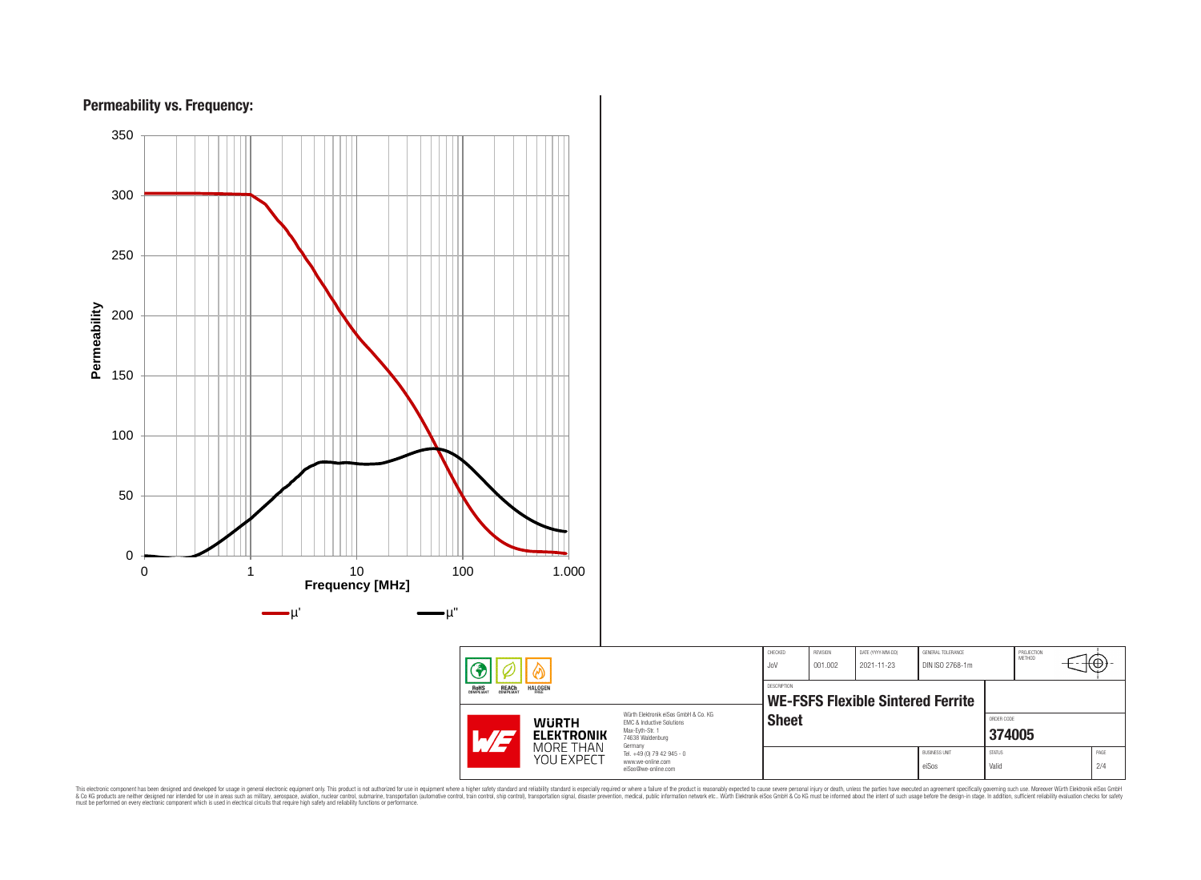## Permeability vs. Frequency:

| CHECKED | REVISION | DATE (YYYY-MM-DD) | GENERAL TOLERANCE | PROJECTION METHOD |
|---|---|---|---|---|
| JoV | 001.002 | 2021-11-23 | DIN ISO 2768-1m | |

DESCRIPTION

**WE-FSFS Flexible Sintered Ferrite Sheet**

ORDER CODE

**374005**

| BUSINESS UNIT | STATUS | PAGE |
|---|---|---|
| eiSos | Valid | 2/4 |

Würth Elektronik eiSos GmbH & Co. KG
EMC & Inductive Solutions
Max-Eyth-Str. 1
74638 Waldenburg
Germany
Tel. +49 (0) 79 42 945 - 0
www.we-online.com
eiSos@we-online.com

This electronic component has been designed and developed for usage in general electronic equipment only. This product is not authorized for use in equipment where a higher safety standard and reliability standard is especially required or where a failure of the product is reasonably expected to cause severe personal injury or death, unless the parties have executed an agreement specifically governing such use. Moreover Würth Elektronik eiSos GmbH & Co KG products are neither designed nor intended for use in areas such as military, aerospace, aviation, nuclear control, submarine, transportation (automotive control, train control, ship control), transportation signal, disaster prevention, medical, public information network etc.. Würth Elektronik eiSos GmbH & Co KG must be informed about the intent of such usage before the design-in stage. In addition, sufficient reliability evaluation checks for safety must be performed on every electronic component which is used in electrical circuits that require high safety and reliability functions or performance.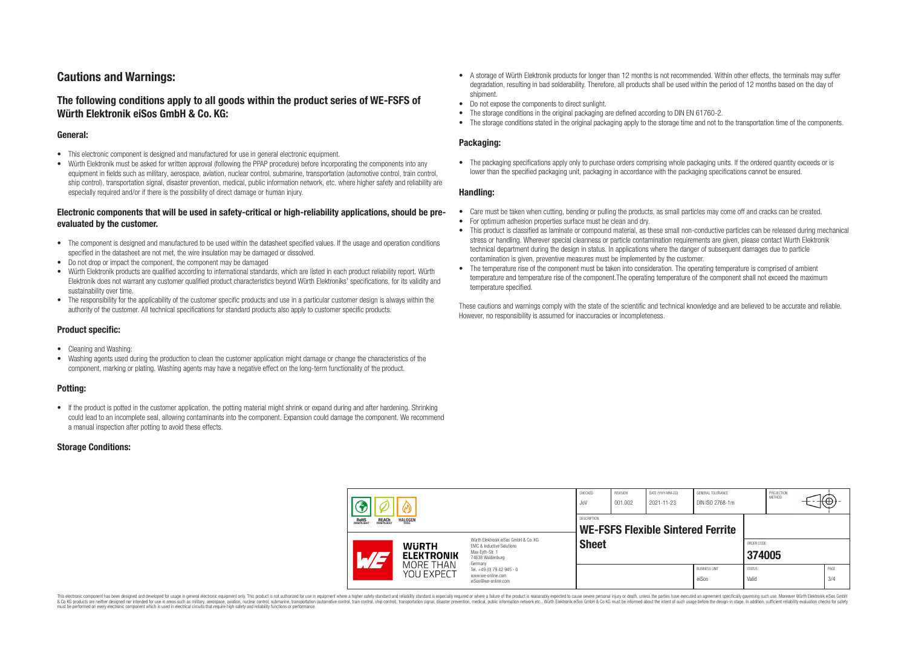# Cautions and Warnings:

## The following conditions apply to all goods within the product series of WE-FSFS of Würth Elektronik eiSos GmbH & Co. KG:

### General:

- This electronic component is designed and manufactured for use in general electronic equipment.
- Würth Elektronik must be asked for written approval (following the PPAP procedure) before incorporating the components into any equipment in fields such as military, aerospace, aviation, nuclear control, submarine, transportation (automotive control, train control, ship control), transportation signal, disaster prevention, medical, public information network, etc. where higher safety and reliability are especially required and/or if there is the possibility of direct damage or human injury.

### Electronic components that will be used in safety-critical or high-reliability applications, should be pre-evaluated by the customer.

- The component is designed and manufactured to be used within the datasheet specified values. If the usage and operation conditions specified in the datasheet are not met, the wire insulation may be damaged or dissolved.
- Do not drop or impact the component, the component may be damaged
- Würth Elektronik products are qualified according to international standards, which are listed in each product reliability report. Würth Elektronik does not warrant any customer qualified product characteristics beyond Würth Elektroniks' specifications, for its validity and sustainability over time.
- The responsibility for the applicability of the customer specific products and use in a particular customer design is always within the authority of the customer. All technical specifications for standard products also apply to customer specific products.

### Product specific:

- Cleaning and Washing:
- Washing agents used during the production to clean the customer application might damage or change the characteristics of the component, marking or plating. Washing agents may have a negative effect on the long-term functionality of the product.

### Potting:

- If the product is potted in the customer application, the potting material might shrink or expand during and after hardening. Shrinking could lead to an incomplete seal, allowing contaminants into the component. Expansion could damage the component. We recommend a manual inspection after potting to avoid these effects.

### Storage Conditions:

- A storage of Würth Elektronik products for longer than 12 months is not recommended. Within other effects, the terminals may suffer degradation, resulting in bad solderability. Therefore, all products shall be used within the period of 12 months based on the day of shipment.
- Do not expose the components to direct sunlight.
- The storage conditions in the original packaging are defined according to DIN EN 61760-2.
- The storage conditions stated in the original packaging apply to the storage time and not to the transportation time of the components.

### Packaging:

- The packaging specifications apply only to purchase orders comprising whole packaging units. If the ordered quantity exceeds or is lower than the specified packaging unit, packaging in accordance with the packaging specifications cannot be ensured.

### Handling:

- Care must be taken when cutting, bending or pulling the products, as small particles may come off and cracks can be created.
- For optimum adhesion properties surface must be clean and dry.
- This product is classified as laminate or compound material, as these small non-conductive particles can be released during mechanical stress or handling. Wherever special cleanness or particle contamination requirements are given, please contact Wurth Elektronik technical department during the design in status. In applications where the danger of subsequent damages due to particle contamination is given, preventive measures must be implemented by the customer.
- The temperature rise of the component must be taken into consideration. The operating temperature is comprised of ambient temperature and temperature rise of the component.The operating temperature of the component shall not exceed the maximum temperature specified.

These cautions and warnings comply with the state of the scientific and technical knowledge and are believed to be accurate and reliable. However, no responsibility is assumed for inaccuracies or incompleteness.

| CHECKED | REVISION | DATE (YYYY-MM-DD) | GENERAL TOLERANCE | PROJECTION METHOD |
|---|---|---|---|---|
| JoV | 001.002 | 2021-11-23 | DIN ISO 2768-1m | |

| DESCRIPTION | ORDER CODE | BUSINESS UNIT | STATUS |
|---|---|---|---|
| WE-FSFS Flexible Sintered Ferrite Sheet | 374005 | eiSos | Valid |

Würth Elektronik eiSos GmbH & Co. KG
EMC & Inductive Solutions
Max-Eyth-Str. 1
74638 Waldenburg
Germany
Tel. +49 (0) 79 42 945 - 0
www.we-online.com
eiSos@we-online.com

This electronic component has been designed and developed for usage in general electronic equipment only. This product is not authorized for use in equipment where a higher safety standard and reliability standard is especially required or where a failure of the product is reasonably expected to cause severe personal injury or death, unless the parties have executed an agreement specifically governing such use. Moreover Würth Elektronik eiSos GmbH & Co KG products are neither designed nor intended for use in areas such as military, aerospace, aviation, nuclear control, submarine, transportation (automotive control, train control, ship control), transportation signal, disaster prevention, medical, public information network etc.. Würth Elektronik eiSos GmbH & Co KG must be informed about the intent of such usage before the design-in stage. In addition, sufficient reliability evaluation checks for safety must be performed on every electronic component which is used in electrical circuits that require high safety and reliability functions or performance.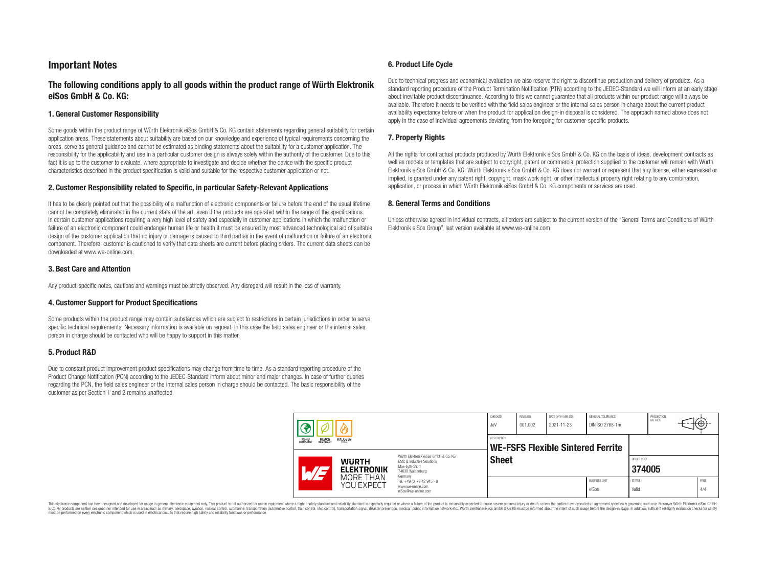# Important Notes

## The following conditions apply to all goods within the product range of Würth Elektronik eiSos GmbH & Co. KG:

### 1. General Customer Responsibility

Some goods within the product range of Würth Elektronik eiSos GmbH & Co. KG contain statements regarding general suitability for certain application areas. These statements about suitability are based on our knowledge and experience of typical requirements concerning the areas, serve as general guidance and cannot be estimated as binding statements about the suitability for a customer application. The responsibility for the applicability and use in a particular customer design is always solely within the authority of the customer. Due to this fact it is up to the customer to evaluate, where appropriate to investigate and decide whether the device with the specific product characteristics described in the product specification is valid and suitable for the respective customer application or not.

### 2. Customer Responsibility related to Specific, in particular Safety-Relevant Applications

It has to be clearly pointed out that the possibility of a malfunction of electronic components or failure before the end of the usual lifetime cannot be completely eliminated in the current state of the art, even if the products are operated within the range of the specifications. In certain customer applications requiring a very high level of safety and especially in customer applications in which the malfunction or failure of an electronic component could endanger human life or health it must be ensured by most advanced technological aid of suitable design of the customer application that no injury or damage is caused to third parties in the event of malfunction or failure of an electronic component. Therefore, customer is cautioned to verify that data sheets are current before placing orders. The current data sheets can be downloaded at www.we-online.com.

### 3. Best Care and Attention

Any product-specific notes, cautions and warnings must be strictly observed. Any disregard will result in the loss of warranty.

### 4. Customer Support for Product Specifications

Some products within the product range may contain substances which are subject to restrictions in certain jurisdictions in order to serve specific technical requirements. Necessary information is available on request. In this case the field sales engineer or the internal sales person in charge should be contacted who will be happy to support in this matter.

### 5. Product R&D

Due to constant product improvement product specifications may change from time to time. As a standard reporting procedure of the Product Change Notification (PCN) according to the JEDEC-Standard inform about minor and major changes. In case of further queries regarding the PCN, the field sales engineer or the internal sales person in charge should be contacted. The basic responsibility of the customer as per Section 1 and 2 remains unaffected.

### 6. Product Life Cycle

Due to technical progress and economical evaluation we also reserve the right to discontinue production and delivery of products. As a standard reporting procedure of the Product Termination Notification (PTN) according to the JEDEC-Standard we will inform at an early stage about inevitable product discontinuance. According to this we cannot guarantee that all products within our product range will always be available. Therefore it needs to be verified with the field sales engineer or the internal sales person in charge about the current product availability expectancy before or when the product for application design-in disposal is considered. The approach named above does not apply in the case of individual agreements deviating from the foregoing for customer-specific products.

### 7. Property Rights

All the rights for contractual products produced by Würth Elektronik eiSos GmbH & Co. KG on the basis of ideas, development contracts as well as models or templates that are subject to copyright, patent or commercial protection supplied to the customer will remain with Würth Elektronik eiSos GmbH & Co. KG. Würth Elektronik eiSos GmbH & Co. KG does not warrant or represent that any license, either expressed or implied, is granted under any patent right, copyright, mask work right, or other intellectual property right relating to any combination, application, or process in which Würth Elektronik eiSos GmbH & Co. KG components or services are used.

### 8. General Terms and Conditions

Unless otherwise agreed in individual contracts, all orders are subject to the current version of the "General Terms and Conditions of Würth Elektronik eiSos Group", last version available at www.we-online.com.

| CHECKED | REVISION | DATE (YYYY-MM-DD) | GENERAL TOLERANCE | PROJECTION METHOD |
|---|---|---|---|---|
| JoV | 001.002 | 2021-11-23 | DIN ISO 2768-1m | |

DESCRIPTION: **WE-FSFS Flexible Sintered Ferrite Sheet**

ORDER CODE: **374005**

| BUSINESS UNIT | STATUS | PAGE |
|---|---|---|
| eiSos | Valid | 4/4 |

Würth Elektronik eiSos GmbH & Co. KG
EMC & Inductive Solutions
Max-Eyth-Str. 1
74638 Waldenburg
Germany
Tel. +49 (0) 79 42 945 - 0
www.we-online.com
eiSos@we-online.com

This electronic component has been designed and developed for usage in general electronic equipment only. This product is not authorized for use in equipment where a higher safety standard and reliability standard is especially required or where a failure of the product is reasonably expected to cause severe personal injury or death, unless the parties have executed an agreement specifically governing such use. Moreover Würth Elektronik eiSos GmbH & Co KG products are neither designed nor intended for use in areas such as military, aerospace, aviation, nuclear control, submarine, transportation (automotive control, train control, ship control), transportation signal, disaster prevention, medical, public information network etc.. Würth Elektronik eiSos GmbH & Co KG must be informed about the intent of such usage before the design-in stage. In addition, sufficient reliability evaluation checks for safety must be performed on every electronic component which is used in electrical circuits that require high safety and reliability functions or performance.